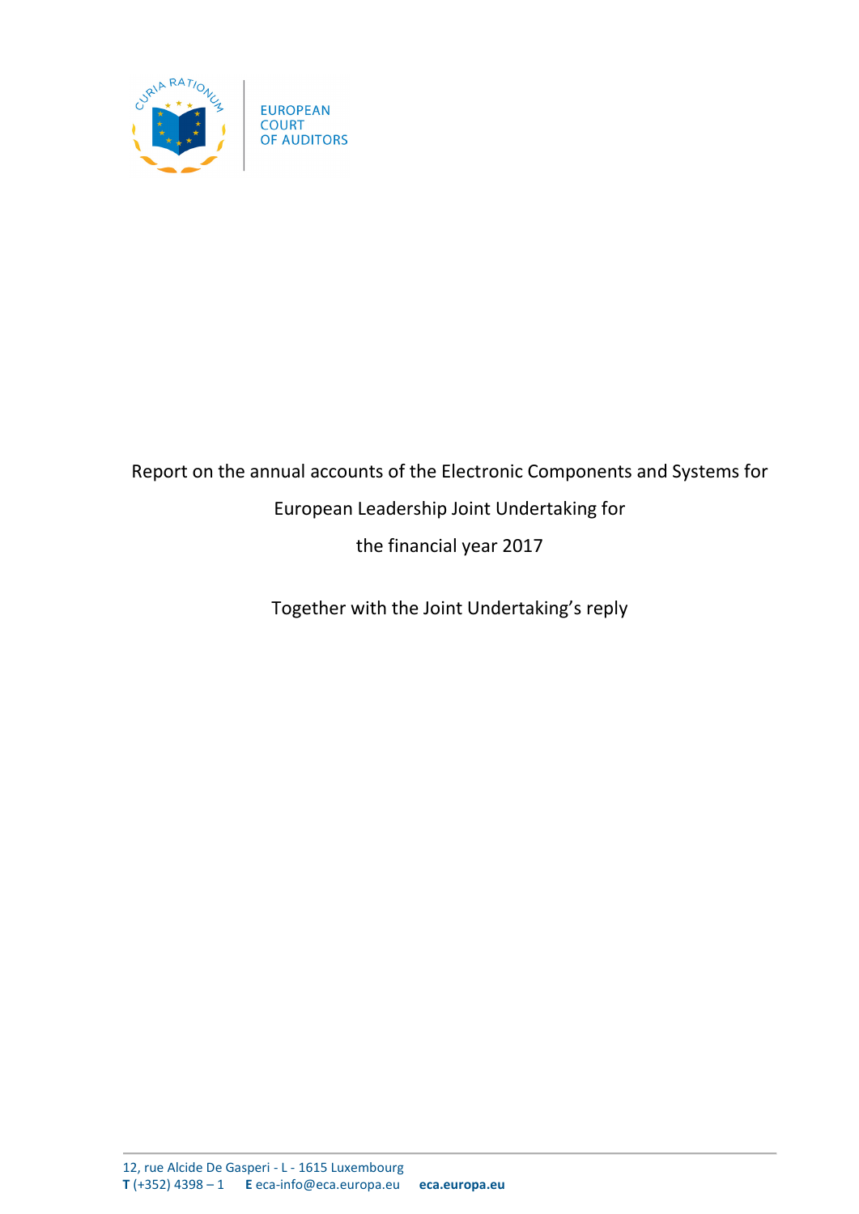EUROPEAN COURT OF AUDITORS

# Report on the annual accounts of the Electronic Components and Systems for European Leadership Joint Undertaking for the financial year 2017

Together with the Joint Undertaking's reply

12, rue Alcide De Gasperi - L - 1615 Luxembourg
**T** (+352) 4398 – 1 **E** eca-info@eca.europa.eu **eca.europa.eu**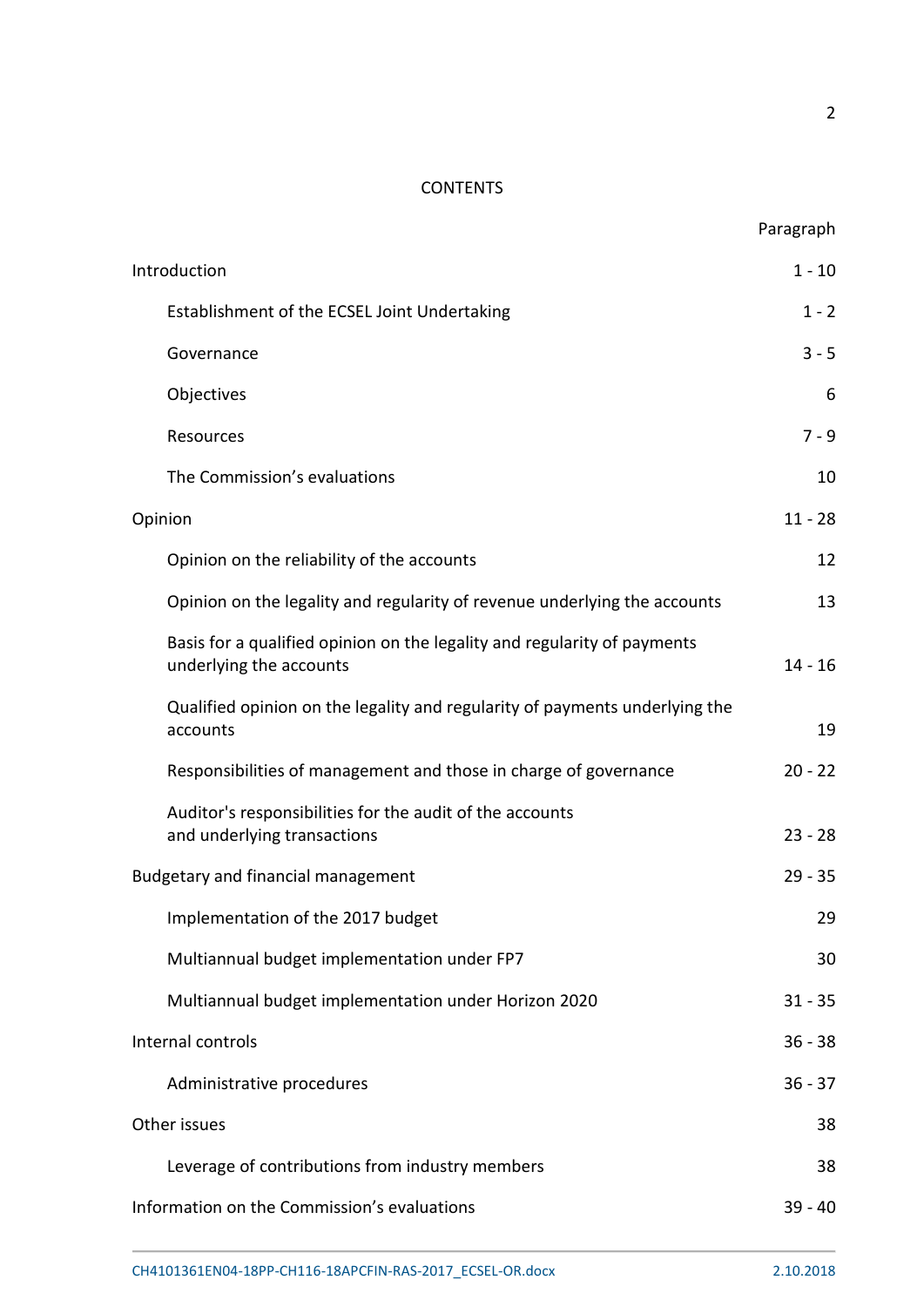CONTENTS

| | Paragraph |
|---|---|
| Introduction | 1 - 10 |
| Establishment of the ECSEL Joint Undertaking | 1 - 2 |
| Governance | 3 - 5 |
| Objectives | 6 |
| Resources | 7 - 9 |
| The Commission's evaluations | 10 |
| Opinion | 11 - 28 |
| Opinion on the reliability of the accounts | 12 |
| Opinion on the legality and regularity of revenue underlying the accounts | 13 |
| Basis for a qualified opinion on the legality and regularity of payments underlying the accounts | 14 - 16 |
| Qualified opinion on the legality and regularity of payments underlying the accounts | 19 |
| Responsibilities of management and those in charge of governance | 20 - 22 |
| Auditor's responsibilities for the audit of the accounts and underlying transactions | 23 - 28 |
| Budgetary and financial management | 29 - 35 |
| Implementation of the 2017 budget | 29 |
| Multiannual budget implementation under FP7 | 30 |
| Multiannual budget implementation under Horizon 2020 | 31 - 35 |
| Internal controls | 36 - 38 |
| Administrative procedures | 36 - 37 |
| Other issues | 38 |
| Leverage of contributions from industry members | 38 |
| Information on the Commission's evaluations | 39 - 40 |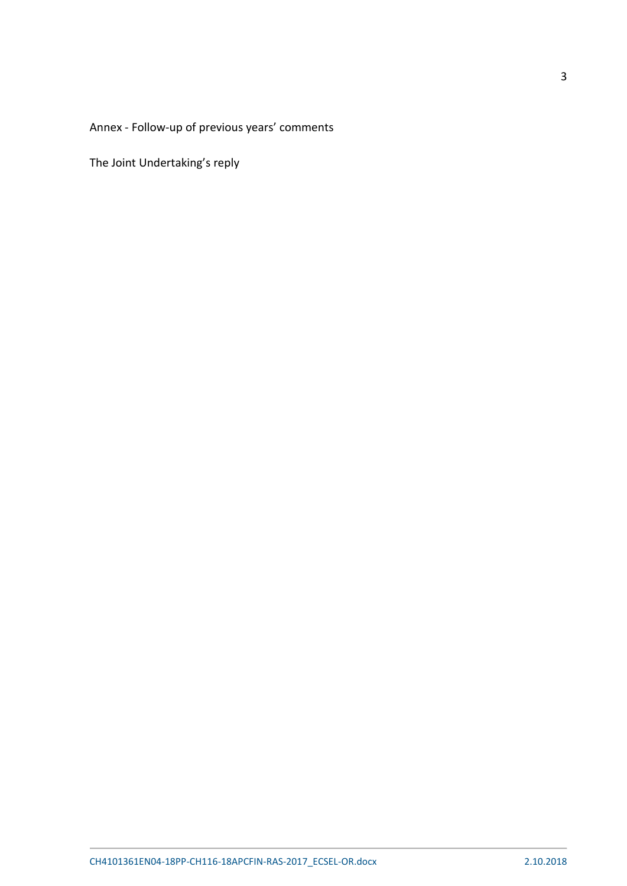Annex - Follow-up of previous years' comments

The Joint Undertaking's reply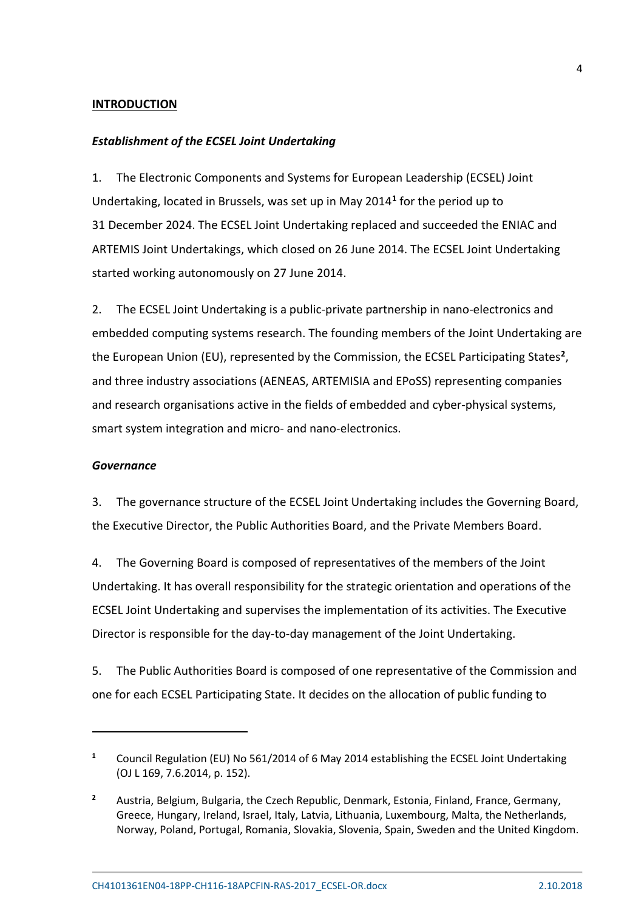**INTRODUCTION**

***Establishment of the ECSEL Joint Undertaking***

1. The Electronic Components and Systems for European Leadership (ECSEL) Joint Undertaking, located in Brussels, was set up in May 2014[1] for the period up to 31 December 2024. The ECSEL Joint Undertaking replaced and succeeded the ENIAC and ARTEMIS Joint Undertakings, which closed on 26 June 2014. The ECSEL Joint Undertaking started working autonomously on 27 June 2014.

2. The ECSEL Joint Undertaking is a public-private partnership in nano-electronics and embedded computing systems research. The founding members of the Joint Undertaking are the European Union (EU), represented by the Commission, the ECSEL Participating States[2], and three industry associations (AENEAS, ARTEMISIA and EPoSS) representing companies and research organisations active in the fields of embedded and cyber-physical systems, smart system integration and micro- and nano-electronics.

***Governance***

3. The governance structure of the ECSEL Joint Undertaking includes the Governing Board, the Executive Director, the Public Authorities Board, and the Private Members Board.

4. The Governing Board is composed of representatives of the members of the Joint Undertaking. It has overall responsibility for the strategic orientation and operations of the ECSEL Joint Undertaking and supervises the implementation of its activities. The Executive Director is responsible for the day-to-day management of the Joint Undertaking.

5. The Public Authorities Board is composed of one representative of the Commission and one for each ECSEL Participating State. It decides on the allocation of public funding to

---

[1] Council Regulation (EU) No 561/2014 of 6 May 2014 establishing the ECSEL Joint Undertaking (OJ L 169, 7.6.2014, p. 152).

[2] Austria, Belgium, Bulgaria, the Czech Republic, Denmark, Estonia, Finland, France, Germany, Greece, Hungary, Ireland, Israel, Italy, Latvia, Lithuania, Luxembourg, Malta, the Netherlands, Norway, Poland, Portugal, Romania, Slovakia, Slovenia, Spain, Sweden and the United Kingdom.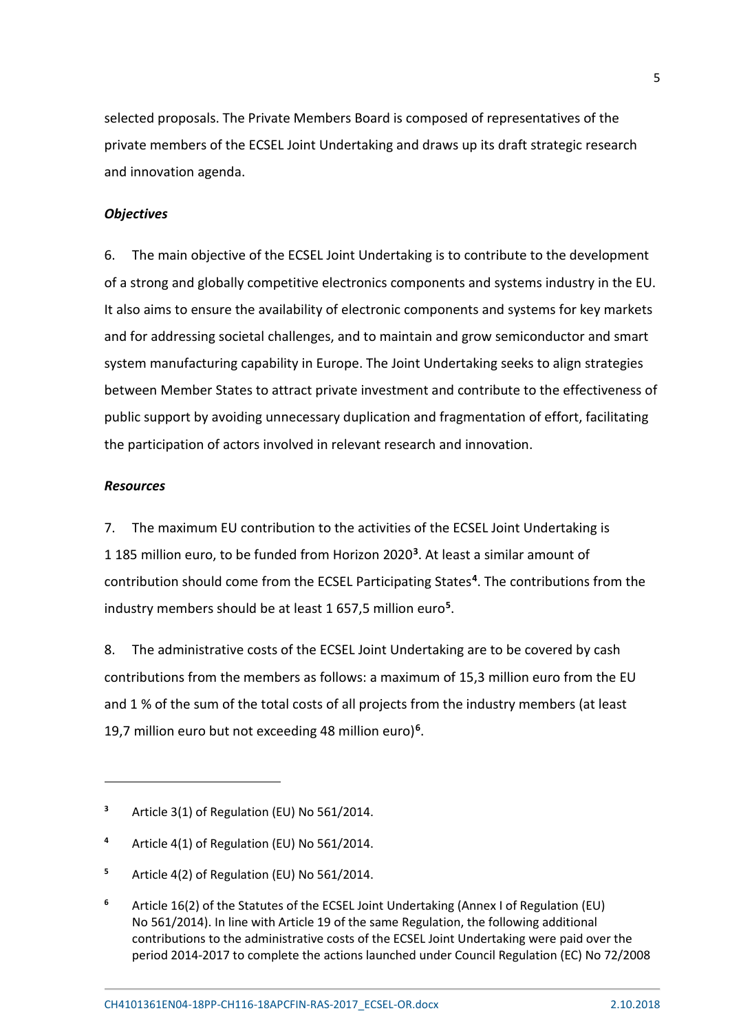selected proposals. The Private Members Board is composed of representatives of the private members of the ECSEL Joint Undertaking and draws up its draft strategic research and innovation agenda.

***Objectives***

6. The main objective of the ECSEL Joint Undertaking is to contribute to the development of a strong and globally competitive electronics components and systems industry in the EU. It also aims to ensure the availability of electronic components and systems for key markets and for addressing societal challenges, and to maintain and grow semiconductor and smart system manufacturing capability in Europe. The Joint Undertaking seeks to align strategies between Member States to attract private investment and contribute to the effectiveness of public support by avoiding unnecessary duplication and fragmentation of effort, facilitating the participation of actors involved in relevant research and innovation.

***Resources***

7. The maximum EU contribution to the activities of the ECSEL Joint Undertaking is 1 185 million euro, to be funded from Horizon 2020[3]. At least a similar amount of contribution should come from the ECSEL Participating States[4]. The contributions from the industry members should be at least 1 657,5 million euro[5].

8. The administrative costs of the ECSEL Joint Undertaking are to be covered by cash contributions from the members as follows: a maximum of 15,3 million euro from the EU and 1 % of the sum of the total costs of all projects from the industry members (at least 19,7 million euro but not exceeding 48 million euro)[6].

---

[3] Article 3(1) of Regulation (EU) No 561/2014.

[4] Article 4(1) of Regulation (EU) No 561/2014.

[5] Article 4(2) of Regulation (EU) No 561/2014.

[6] Article 16(2) of the Statutes of the ECSEL Joint Undertaking (Annex I of Regulation (EU) No 561/2014). In line with Article 19 of the same Regulation, the following additional contributions to the administrative costs of the ECSEL Joint Undertaking were paid over the period 2014-2017 to complete the actions launched under Council Regulation (EC) No 72/2008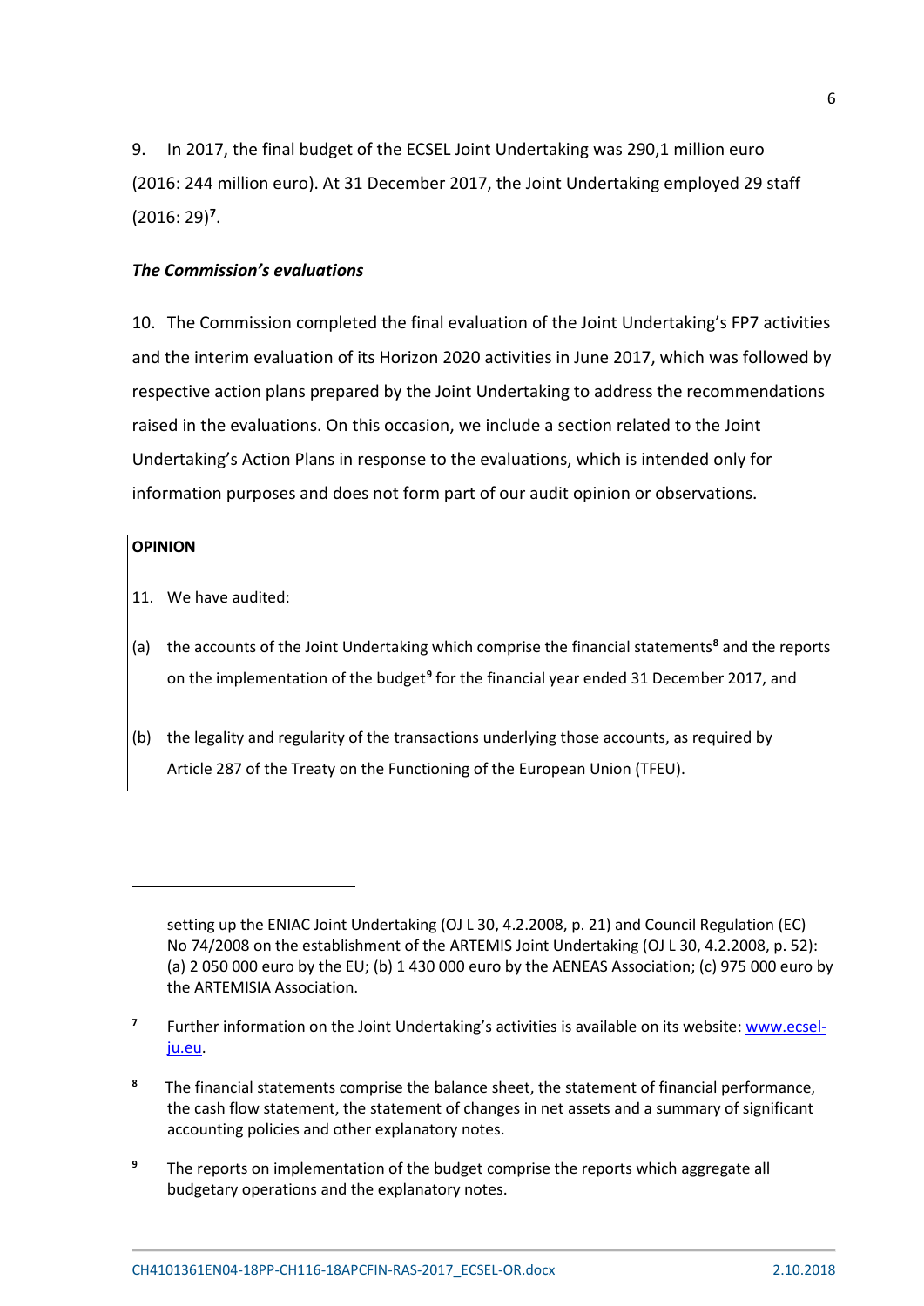9. In 2017, the final budget of the ECSEL Joint Undertaking was 290,1 million euro (2016: 244 million euro). At 31 December 2017, the Joint Undertaking employed 29 staff (2016: 29)[7].

***The Commission's evaluations***

10. The Commission completed the final evaluation of the Joint Undertaking's FP7 activities and the interim evaluation of its Horizon 2020 activities in June 2017, which was followed by respective action plans prepared by the Joint Undertaking to address the recommendations raised in the evaluations. On this occasion, we include a section related to the Joint Undertaking's Action Plans in response to the evaluations, which is intended only for information purposes and does not form part of our audit opinion or observations.

**OPINION**

11. We have audited:

(a) the accounts of the Joint Undertaking which comprise the financial statements[8] and the reports on the implementation of the budget[9] for the financial year ended 31 December 2017, and

(b) the legality and regularity of the transactions underlying those accounts, as required by Article 287 of the Treaty on the Functioning of the European Union (TFEU).

---

setting up the ENIAC Joint Undertaking (OJ L 30, 4.2.2008, p. 21) and Council Regulation (EC) No 74/2008 on the establishment of the ARTEMIS Joint Undertaking (OJ L 30, 4.2.2008, p. 52): (a) 2 050 000 euro by the EU; (b) 1 430 000 euro by the AENEAS Association; (c) 975 000 euro by the ARTEMISIA Association.

[7] Further information on the Joint Undertaking's activities is available on its website: [www.ecsel-ju.eu](http://www.ecsel-ju.eu).

[8] The financial statements comprise the balance sheet, the statement of financial performance, the cash flow statement, the statement of changes in net assets and a summary of significant accounting policies and other explanatory notes.

[9] The reports on implementation of the budget comprise the reports which aggregate all budgetary operations and the explanatory notes.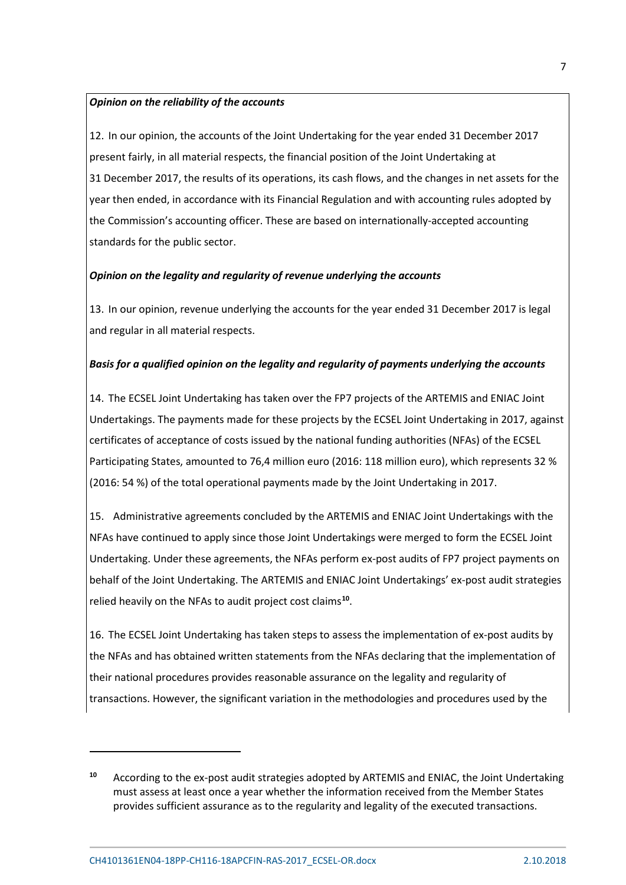***Opinion on the reliability of the accounts***

12. In our opinion, the accounts of the Joint Undertaking for the year ended 31 December 2017 present fairly, in all material respects, the financial position of the Joint Undertaking at 31 December 2017, the results of its operations, its cash flows, and the changes in net assets for the year then ended, in accordance with its Financial Regulation and with accounting rules adopted by the Commission's accounting officer. These are based on internationally-accepted accounting standards for the public sector.

***Opinion on the legality and regularity of revenue underlying the accounts***

13. In our opinion, revenue underlying the accounts for the year ended 31 December 2017 is legal and regular in all material respects.

***Basis for a qualified opinion on the legality and regularity of payments underlying the accounts***

14. The ECSEL Joint Undertaking has taken over the FP7 projects of the ARTEMIS and ENIAC Joint Undertakings. The payments made for these projects by the ECSEL Joint Undertaking in 2017, against certificates of acceptance of costs issued by the national funding authorities (NFAs) of the ECSEL Participating States, amounted to 76,4 million euro (2016: 118 million euro), which represents 32 % (2016: 54 %) of the total operational payments made by the Joint Undertaking in 2017.

15. Administrative agreements concluded by the ARTEMIS and ENIAC Joint Undertakings with the NFAs have continued to apply since those Joint Undertakings were merged to form the ECSEL Joint Undertaking. Under these agreements, the NFAs perform ex-post audits of FP7 project payments on behalf of the Joint Undertaking. The ARTEMIS and ENIAC Joint Undertakings' ex-post audit strategies relied heavily on the NFAs to audit project cost claims[10].

16. The ECSEL Joint Undertaking has taken steps to assess the implementation of ex-post audits by the NFAs and has obtained written statements from the NFAs declaring that the implementation of their national procedures provides reasonable assurance on the legality and regularity of transactions. However, the significant variation in the methodologies and procedures used by the

---

[10] According to the ex-post audit strategies adopted by ARTEMIS and ENIAC, the Joint Undertaking must assess at least once a year whether the information received from the Member States provides sufficient assurance as to the regularity and legality of the executed transactions.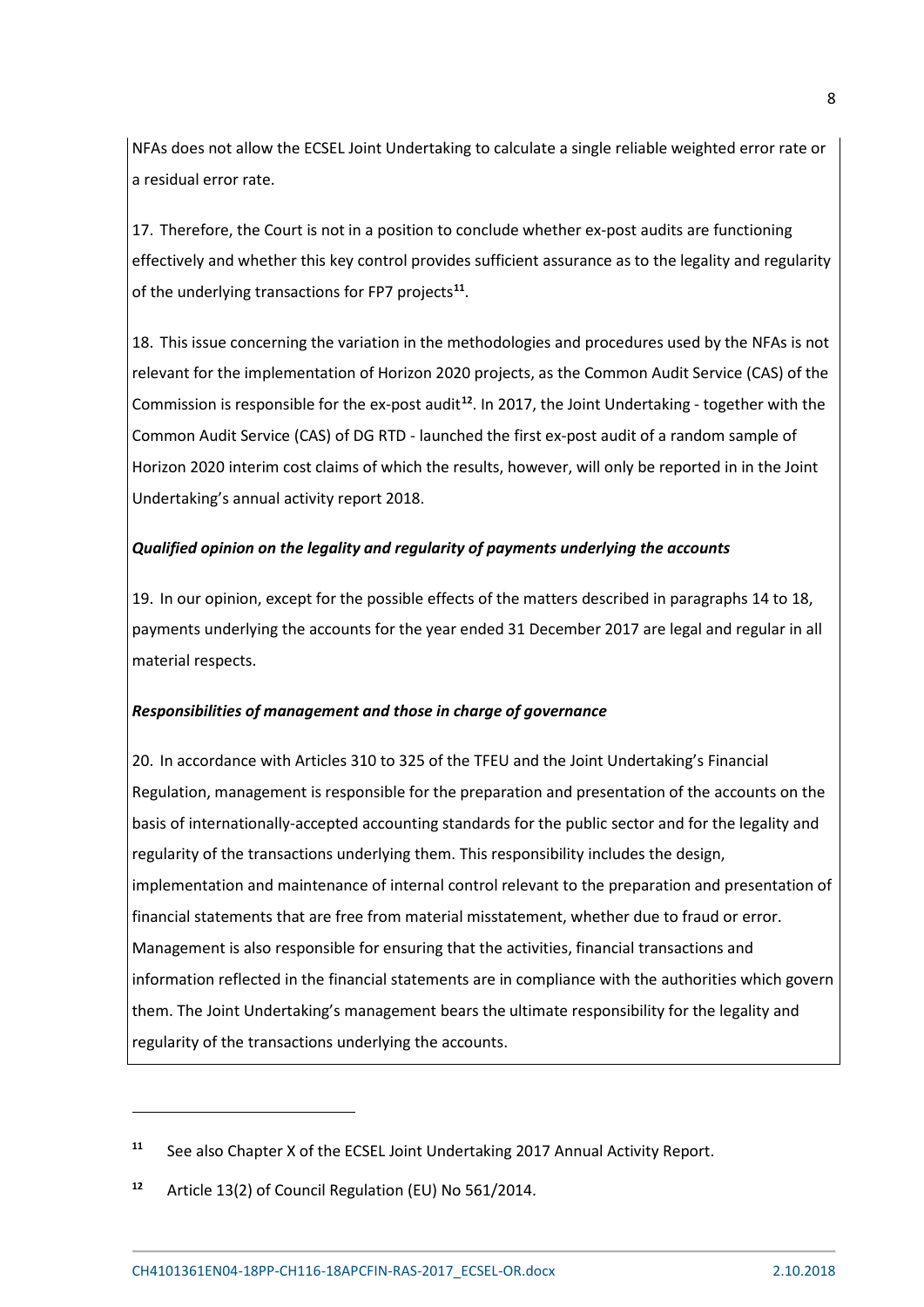NFAs does not allow the ECSEL Joint Undertaking to calculate a single reliable weighted error rate or a residual error rate.

17. Therefore, the Court is not in a position to conclude whether ex-post audits are functioning effectively and whether this key control provides sufficient assurance as to the legality and regularity of the underlying transactions for FP7 projects[11].

18. This issue concerning the variation in the methodologies and procedures used by the NFAs is not relevant for the implementation of Horizon 2020 projects, as the Common Audit Service (CAS) of the Commission is responsible for the ex-post audit[12]. In 2017, the Joint Undertaking - together with the Common Audit Service (CAS) of DG RTD - launched the first ex-post audit of a random sample of Horizon 2020 interim cost claims of which the results, however, will only be reported in in the Joint Undertaking's annual activity report 2018.

***Qualified opinion on the legality and regularity of payments underlying the accounts***

19. In our opinion, except for the possible effects of the matters described in paragraphs 14 to 18, payments underlying the accounts for the year ended 31 December 2017 are legal and regular in all material respects.

***Responsibilities of management and those in charge of governance***

20. In accordance with Articles 310 to 325 of the TFEU and the Joint Undertaking's Financial Regulation, management is responsible for the preparation and presentation of the accounts on the basis of internationally-accepted accounting standards for the public sector and for the legality and regularity of the transactions underlying them. This responsibility includes the design, implementation and maintenance of internal control relevant to the preparation and presentation of financial statements that are free from material misstatement, whether due to fraud or error. Management is also responsible for ensuring that the activities, financial transactions and information reflected in the financial statements are in compliance with the authorities which govern them. The Joint Undertaking's management bears the ultimate responsibility for the legality and regularity of the transactions underlying the accounts.

---

[11] See also Chapter X of the ECSEL Joint Undertaking 2017 Annual Activity Report.

[12] Article 13(2) of Council Regulation (EU) No 561/2014.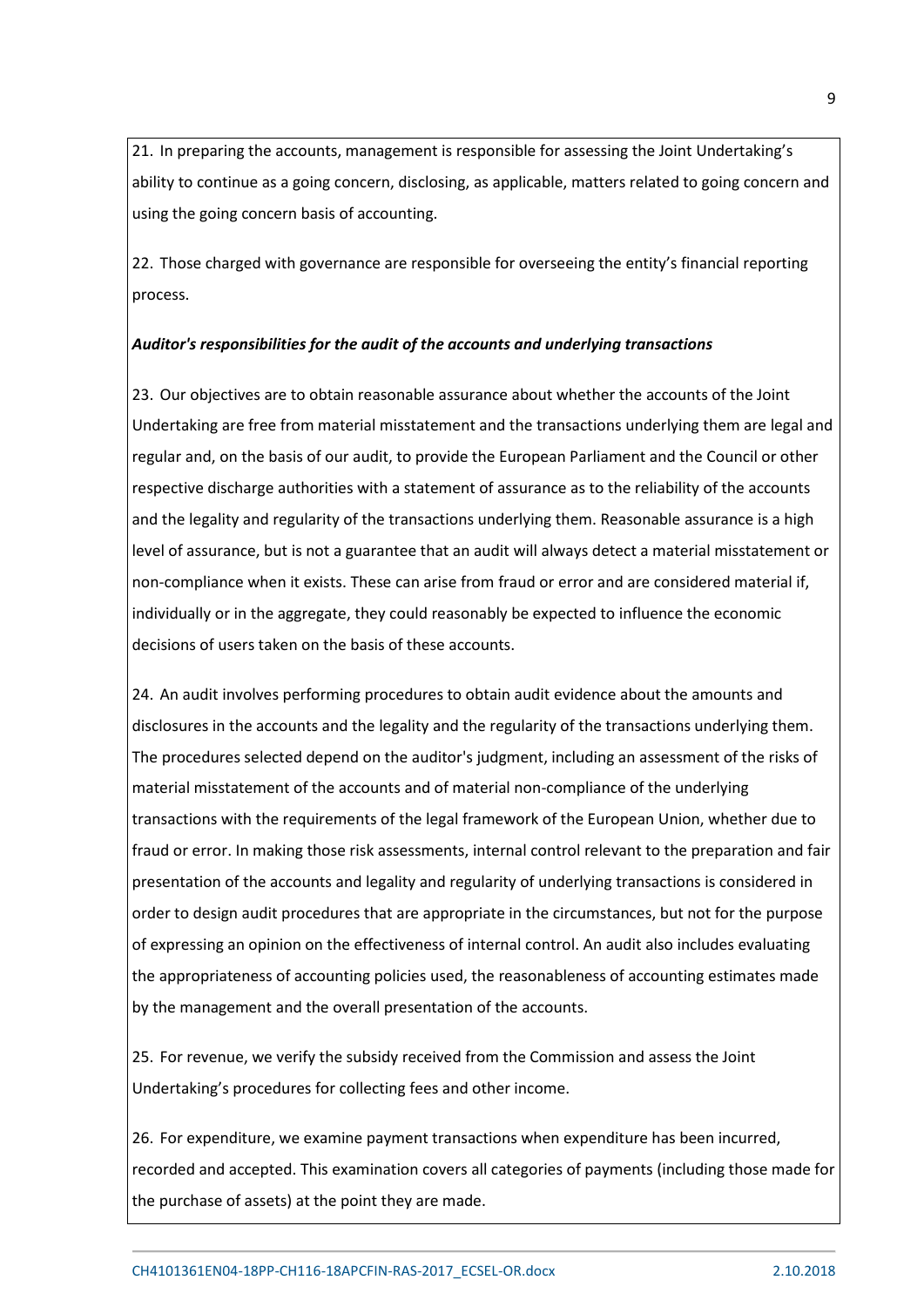21. In preparing the accounts, management is responsible for assessing the Joint Undertaking's ability to continue as a going concern, disclosing, as applicable, matters related to going concern and using the going concern basis of accounting.

22. Those charged with governance are responsible for overseeing the entity's financial reporting process.

***Auditor's responsibilities for the audit of the accounts and underlying transactions***

23. Our objectives are to obtain reasonable assurance about whether the accounts of the Joint Undertaking are free from material misstatement and the transactions underlying them are legal and regular and, on the basis of our audit, to provide the European Parliament and the Council or other respective discharge authorities with a statement of assurance as to the reliability of the accounts and the legality and regularity of the transactions underlying them. Reasonable assurance is a high level of assurance, but is not a guarantee that an audit will always detect a material misstatement or non-compliance when it exists. These can arise from fraud or error and are considered material if, individually or in the aggregate, they could reasonably be expected to influence the economic decisions of users taken on the basis of these accounts.

24. An audit involves performing procedures to obtain audit evidence about the amounts and disclosures in the accounts and the legality and the regularity of the transactions underlying them. The procedures selected depend on the auditor's judgment, including an assessment of the risks of material misstatement of the accounts and of material non-compliance of the underlying transactions with the requirements of the legal framework of the European Union, whether due to fraud or error. In making those risk assessments, internal control relevant to the preparation and fair presentation of the accounts and legality and regularity of underlying transactions is considered in order to design audit procedures that are appropriate in the circumstances, but not for the purpose of expressing an opinion on the effectiveness of internal control. An audit also includes evaluating the appropriateness of accounting policies used, the reasonableness of accounting estimates made by the management and the overall presentation of the accounts.

25. For revenue, we verify the subsidy received from the Commission and assess the Joint Undertaking's procedures for collecting fees and other income.

26. For expenditure, we examine payment transactions when expenditure has been incurred, recorded and accepted. This examination covers all categories of payments (including those made for the purchase of assets) at the point they are made.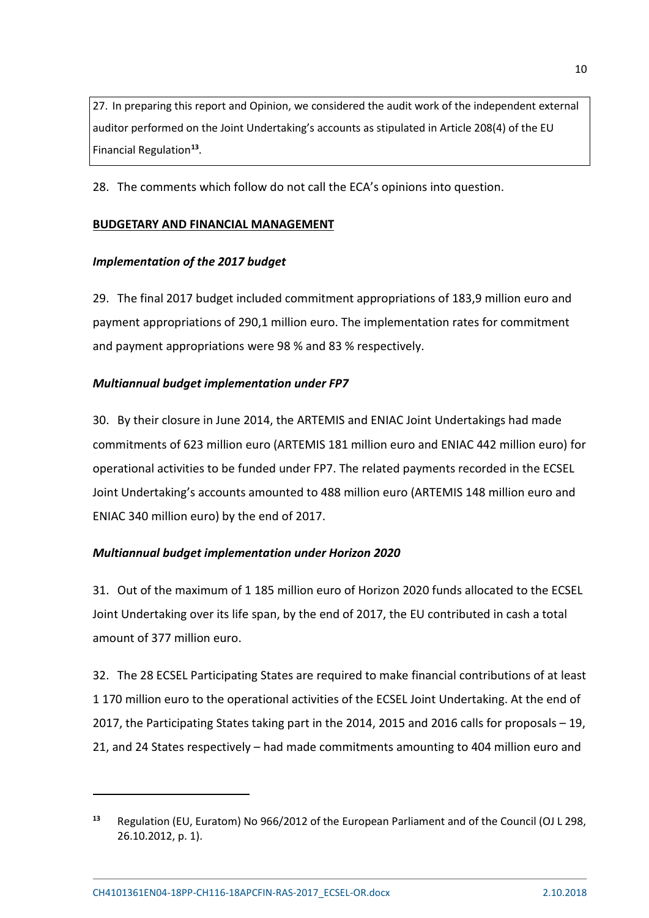27. In preparing this report and Opinion, we considered the audit work of the independent external auditor performed on the Joint Undertaking's accounts as stipulated in Article 208(4) of the EU Financial Regulation[13].

28. The comments which follow do not call the ECA's opinions into question.

**BUDGETARY AND FINANCIAL MANAGEMENT**

***Implementation of the 2017 budget***

29. The final 2017 budget included commitment appropriations of 183,9 million euro and payment appropriations of 290,1 million euro. The implementation rates for commitment and payment appropriations were 98 % and 83 % respectively.

***Multiannual budget implementation under FP7***

30. By their closure in June 2014, the ARTEMIS and ENIAC Joint Undertakings had made commitments of 623 million euro (ARTEMIS 181 million euro and ENIAC 442 million euro) for operational activities to be funded under FP7. The related payments recorded in the ECSEL Joint Undertaking's accounts amounted to 488 million euro (ARTEMIS 148 million euro and ENIAC 340 million euro) by the end of 2017.

***Multiannual budget implementation under Horizon 2020***

31. Out of the maximum of 1 185 million euro of Horizon 2020 funds allocated to the ECSEL Joint Undertaking over its life span, by the end of 2017, the EU contributed in cash a total amount of 377 million euro.

32. The 28 ECSEL Participating States are required to make financial contributions of at least 1 170 million euro to the operational activities of the ECSEL Joint Undertaking. At the end of 2017, the Participating States taking part in the 2014, 2015 and 2016 calls for proposals – 19, 21, and 24 States respectively – had made commitments amounting to 404 million euro and

---

[13] Regulation (EU, Euratom) No 966/2012 of the European Parliament and of the Council (OJ L 298, 26.10.2012, p. 1).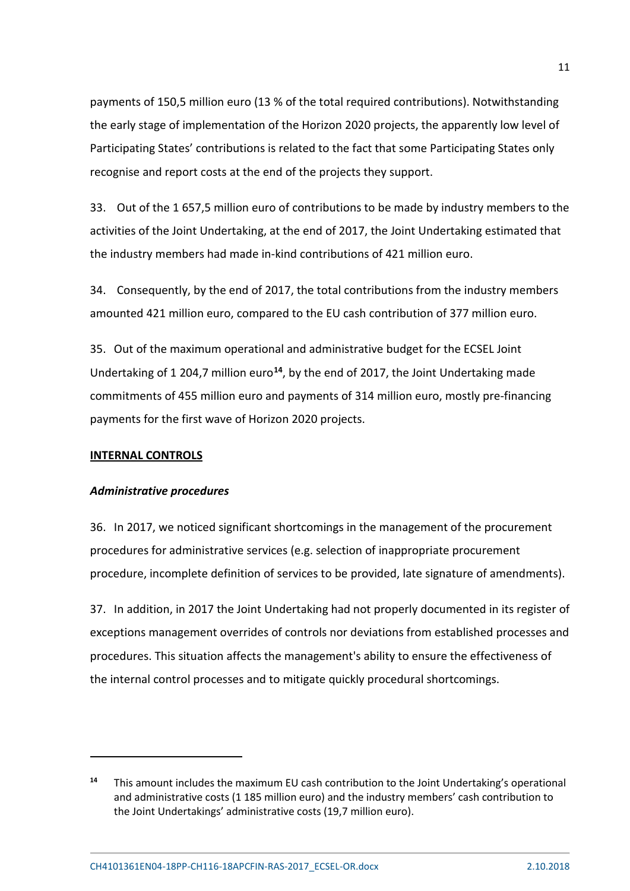payments of 150,5 million euro (13 % of the total required contributions). Notwithstanding the early stage of implementation of the Horizon 2020 projects, the apparently low level of Participating States' contributions is related to the fact that some Participating States only recognise and report costs at the end of the projects they support.

33. Out of the 1 657,5 million euro of contributions to be made by industry members to the activities of the Joint Undertaking, at the end of 2017, the Joint Undertaking estimated that the industry members had made in-kind contributions of 421 million euro.

34. Consequently, by the end of 2017, the total contributions from the industry members amounted 421 million euro, compared to the EU cash contribution of 377 million euro.

35. Out of the maximum operational and administrative budget for the ECSEL Joint Undertaking of 1 204,7 million euro[14], by the end of 2017, the Joint Undertaking made commitments of 455 million euro and payments of 314 million euro, mostly pre-financing payments for the first wave of Horizon 2020 projects.

## INTERNAL CONTROLS

### *Administrative procedures*

36. In 2017, we noticed significant shortcomings in the management of the procurement procedures for administrative services (e.g. selection of inappropriate procurement procedure, incomplete definition of services to be provided, late signature of amendments).

37. In addition, in 2017 the Joint Undertaking had not properly documented in its register of exceptions management overrides of controls nor deviations from established processes and procedures. This situation affects the management's ability to ensure the effectiveness of the internal control processes and to mitigate quickly procedural shortcomings.

---

[14] This amount includes the maximum EU cash contribution to the Joint Undertaking's operational and administrative costs (1 185 million euro) and the industry members' cash contribution to the Joint Undertakings' administrative costs (19,7 million euro).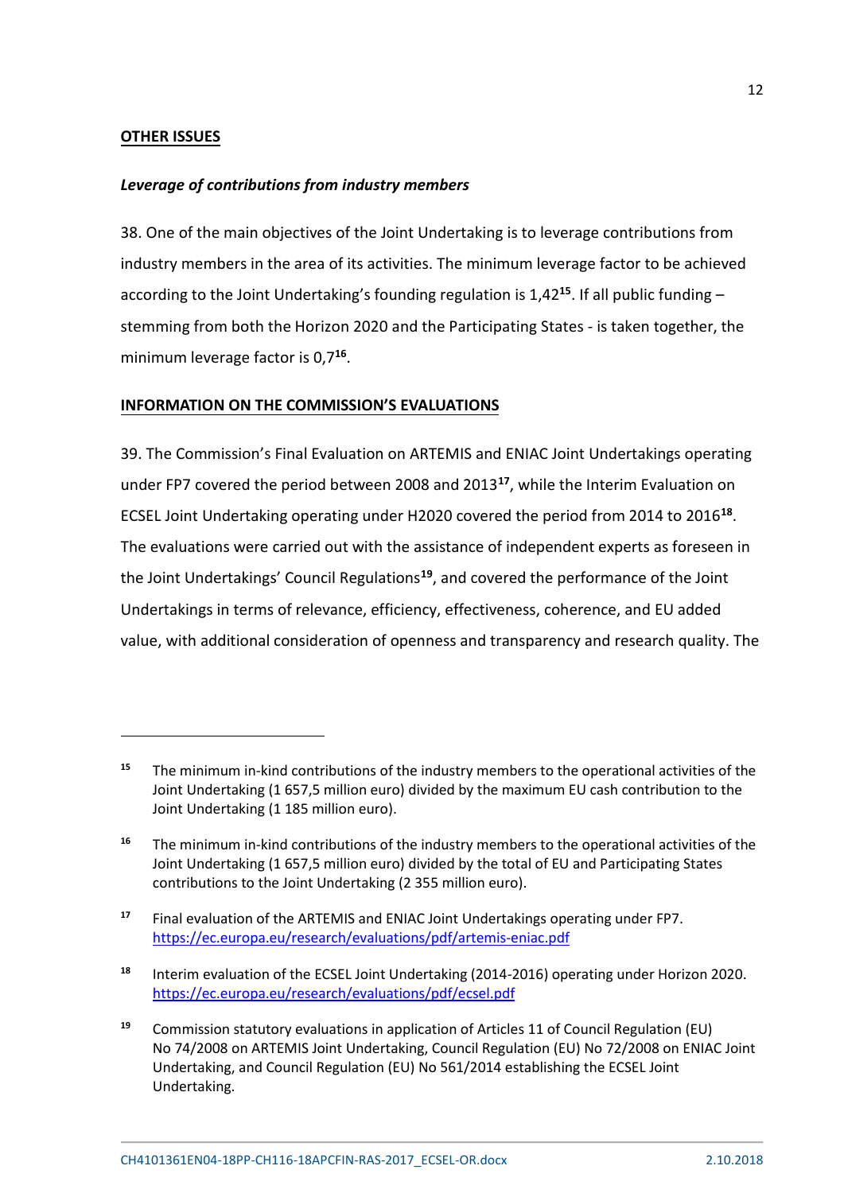## OTHER ISSUES

### *Leverage of contributions from industry members*

38. One of the main objectives of the Joint Undertaking is to leverage contributions from industry members in the area of its activities. The minimum leverage factor to be achieved according to the Joint Undertaking's founding regulation is 1,42[15]. If all public funding – stemming from both the Horizon 2020 and the Participating States - is taken together, the minimum leverage factor is 0,7[16].

## INFORMATION ON THE COMMISSION'S EVALUATIONS

39. The Commission's Final Evaluation on ARTEMIS and ENIAC Joint Undertakings operating under FP7 covered the period between 2008 and 2013[17], while the Interim Evaluation on ECSEL Joint Undertaking operating under H2020 covered the period from 2014 to 2016[18]. The evaluations were carried out with the assistance of independent experts as foreseen in the Joint Undertakings' Council Regulations[19], and covered the performance of the Joint Undertakings in terms of relevance, efficiency, effectiveness, coherence, and EU added value, with additional consideration of openness and transparency and research quality. The

---

[15] The minimum in-kind contributions of the industry members to the operational activities of the Joint Undertaking (1 657,5 million euro) divided by the maximum EU cash contribution to the Joint Undertaking (1 185 million euro).

[16] The minimum in-kind contributions of the industry members to the operational activities of the Joint Undertaking (1 657,5 million euro) divided by the total of EU and Participating States contributions to the Joint Undertaking (2 355 million euro).

[17] Final evaluation of the ARTEMIS and ENIAC Joint Undertakings operating under FP7. https://ec.europa.eu/research/evaluations/pdf/artemis-eniac.pdf

[18] Interim evaluation of the ECSEL Joint Undertaking (2014-2016) operating under Horizon 2020. https://ec.europa.eu/research/evaluations/pdf/ecsel.pdf

[19] Commission statutory evaluations in application of Articles 11 of Council Regulation (EU) No 74/2008 on ARTEMIS Joint Undertaking, Council Regulation (EU) No 72/2008 on ENIAC Joint Undertaking, and Council Regulation (EU) No 561/2014 establishing the ECSEL Joint Undertaking.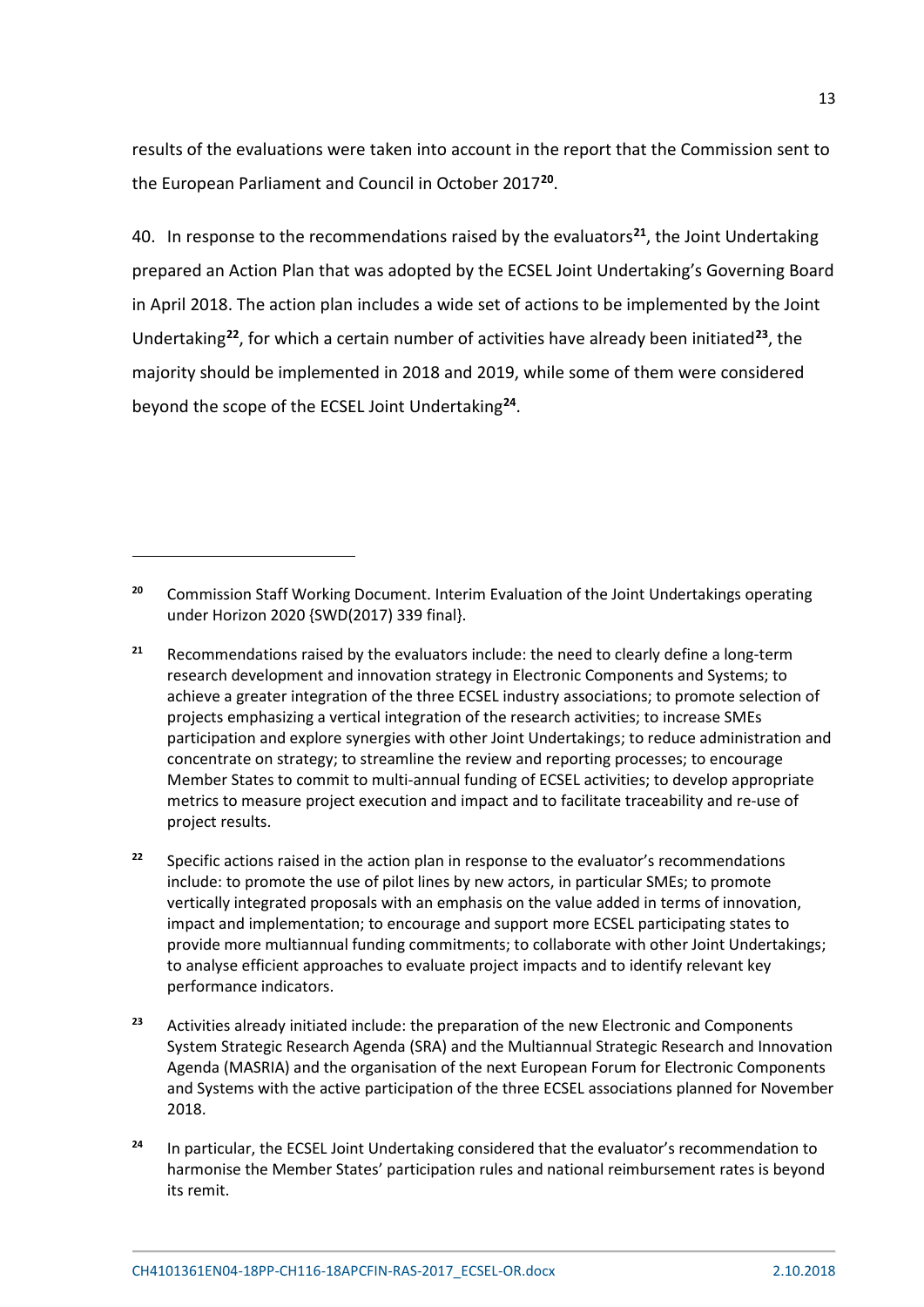results of the evaluations were taken into account in the report that the Commission sent to the European Parliament and Council in October 2017[20].

40. In response to the recommendations raised by the evaluators[21], the Joint Undertaking prepared an Action Plan that was adopted by the ECSEL Joint Undertaking's Governing Board in April 2018. The action plan includes a wide set of actions to be implemented by the Joint Undertaking[22], for which a certain number of activities have already been initiated[23], the majority should be implemented in 2018 and 2019, while some of them were considered beyond the scope of the ECSEL Joint Undertaking[24].

---

[20] Commission Staff Working Document. Interim Evaluation of the Joint Undertakings operating under Horizon 2020 {SWD(2017) 339 final}.

[21] Recommendations raised by the evaluators include: the need to clearly define a long-term research development and innovation strategy in Electronic Components and Systems; to achieve a greater integration of the three ECSEL industry associations; to promote selection of projects emphasizing a vertical integration of the research activities; to increase SMEs participation and explore synergies with other Joint Undertakings; to reduce administration and concentrate on strategy; to streamline the review and reporting processes; to encourage Member States to commit to multi-annual funding of ECSEL activities; to develop appropriate metrics to measure project execution and impact and to facilitate traceability and re-use of project results.

[22] Specific actions raised in the action plan in response to the evaluator's recommendations include: to promote the use of pilot lines by new actors, in particular SMEs; to promote vertically integrated proposals with an emphasis on the value added in terms of innovation, impact and implementation; to encourage and support more ECSEL participating states to provide more multiannual funding commitments; to collaborate with other Joint Undertakings; to analyse efficient approaches to evaluate project impacts and to identify relevant key performance indicators.

[23] Activities already initiated include: the preparation of the new Electronic and Components System Strategic Research Agenda (SRA) and the Multiannual Strategic Research and Innovation Agenda (MASRIA) and the organisation of the next European Forum for Electronic Components and Systems with the active participation of the three ECSEL associations planned for November 2018.

[24] In particular, the ECSEL Joint Undertaking considered that the evaluator's recommendation to harmonise the Member States' participation rules and national reimbursement rates is beyond its remit.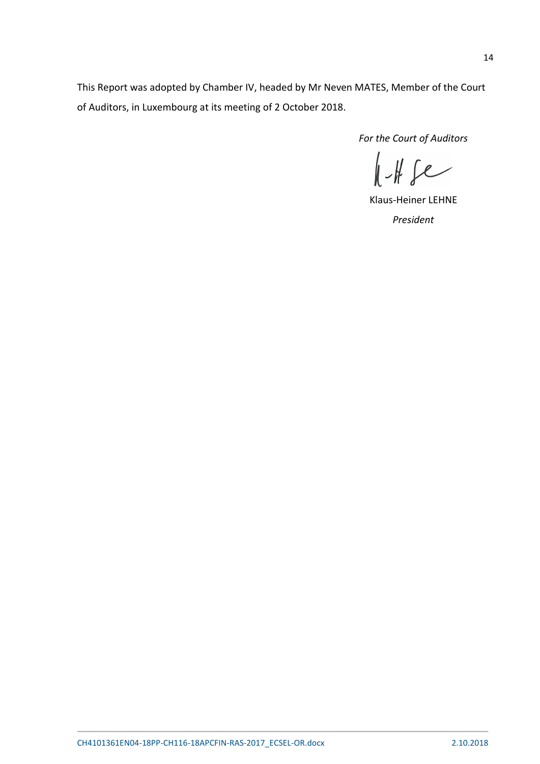This Report was adopted by Chamber IV, headed by Mr Neven MATES, Member of the Court of Auditors, in Luxembourg at its meeting of 2 October 2018.

*For the Court of Auditors*

Klaus-Heiner LEHNE

*President*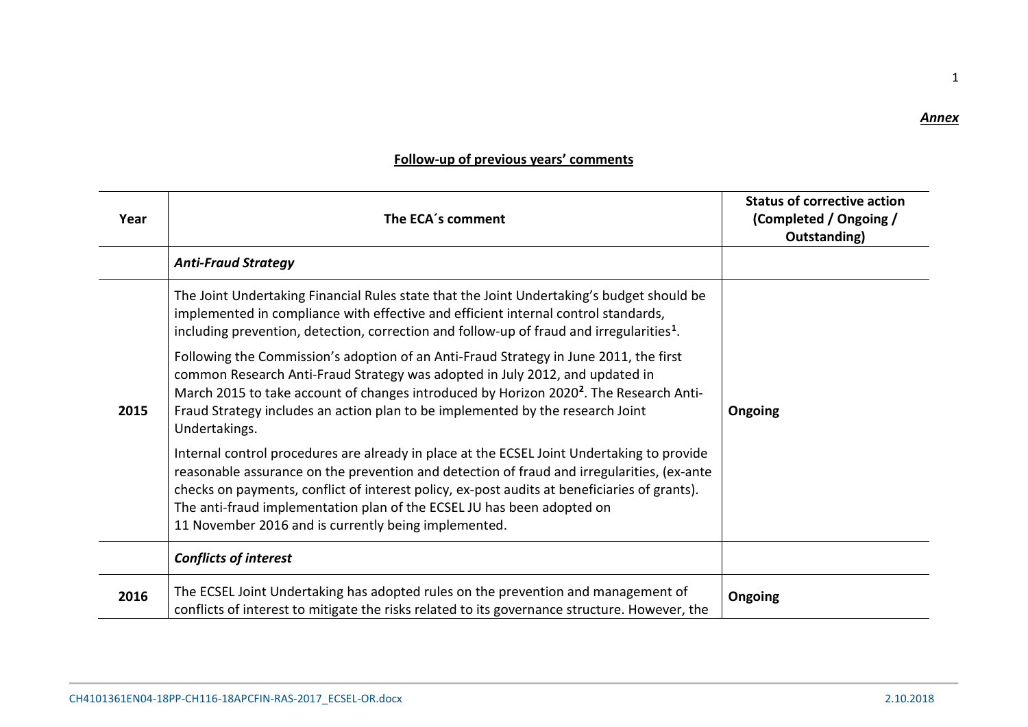***Annex***

**Follow-up of previous years' comments**

| Year | The ECA´s comment | Status of corrective action (Completed / Ongoing / Outstanding) |
|---|---|---|
| | ***Anti-Fraud Strategy*** | |
| 2015 | The Joint Undertaking Financial Rules state that the Joint Undertaking's budget should be implemented in compliance with effective and efficient internal control standards, including prevention, detection, correction and follow-up of fraud and irregularities[1]. Following the Commission's adoption of an Anti-Fraud Strategy in June 2011, the first common Research Anti-Fraud Strategy was adopted in July 2012, and updated in March 2015 to take account of changes introduced by Horizon 2020[2]. The Research Anti-Fraud Strategy includes an action plan to be implemented by the research Joint Undertakings. Internal control procedures are already in place at the ECSEL Joint Undertaking to provide reasonable assurance on the prevention and detection of fraud and irregularities, (ex-ante checks on payments, conflict of interest policy, ex-post audits at beneficiaries of grants). The anti-fraud implementation plan of the ECSEL JU has been adopted on 11 November 2016 and is currently being implemented. | **Ongoing** |
| | ***Conflicts of interest*** | |
| 2016 | The ECSEL Joint Undertaking has adopted rules on the prevention and management of conflicts of interest to mitigate the risks related to its governance structure. However, the | **Ongoing** |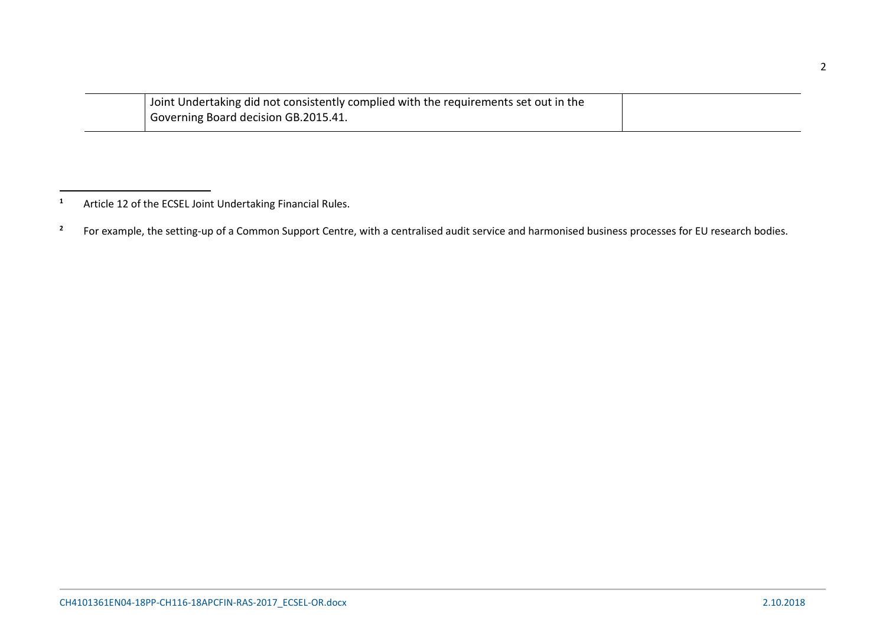| | Joint Undertaking did not consistently complied with the requirements set out in the Governing Board decision GB.2015.41. | |
|---|---|---|

[1] Article 12 of the ECSEL Joint Undertaking Financial Rules.

[2] For example, the setting-up of a Common Support Centre, with a centralised audit service and harmonised business processes for EU research bodies.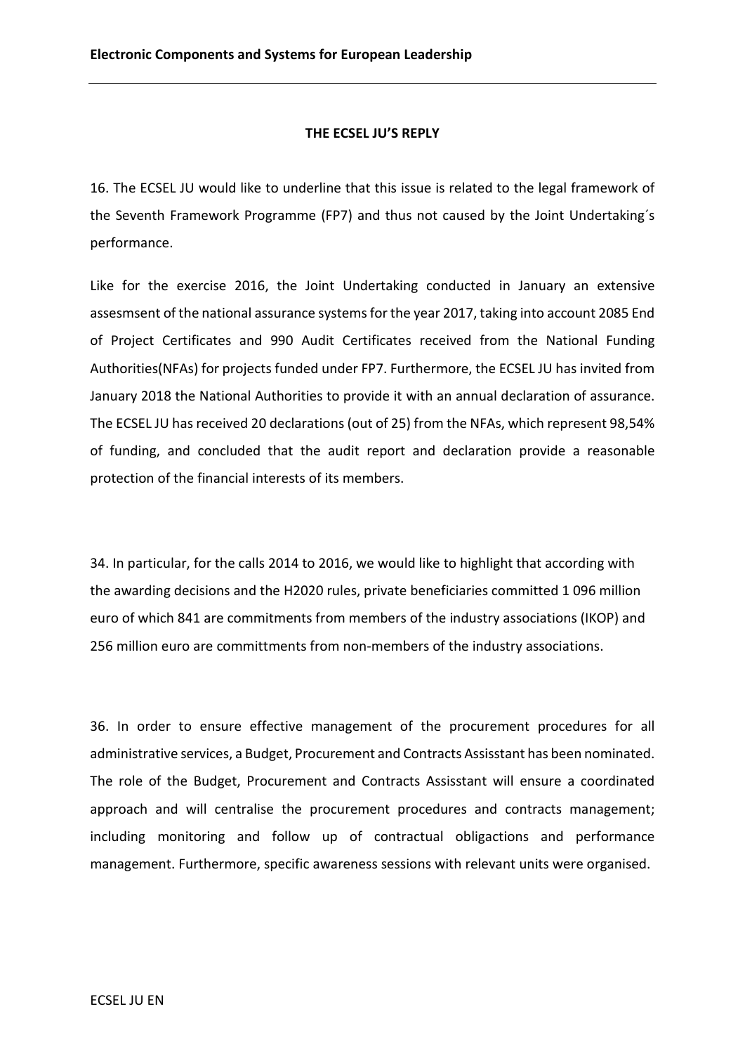**THE ECSEL JU'S REPLY**

16. The ECSEL JU would like to underline that this issue is related to the legal framework of the Seventh Framework Programme (FP7) and thus not caused by the Joint Undertaking´s performance.

Like for the exercise 2016, the Joint Undertaking conducted in January an extensive assesmsent of the national assurance systems for the year 2017, taking into account 2085 End of Project Certificates and 990 Audit Certificates received from the National Funding Authorities(NFAs) for projects funded under FP7. Furthermore, the ECSEL JU has invited from January 2018 the National Authorities to provide it with an annual declaration of assurance. The ECSEL JU has received 20 declarations (out of 25) from the NFAs, which represent 98,54% of funding, and concluded that the audit report and declaration provide a reasonable protection of the financial interests of its members.

34. In particular, for the calls 2014 to 2016, we would like to highlight that according with the awarding decisions and the H2020 rules, private beneficiaries committed 1 096 million euro of which 841 are commitments from members of the industry associations (IKOP) and 256 million euro are committments from non-members of the industry associations.

36. In order to ensure effective management of the procurement procedures for all administrative services, a Budget, Procurement and Contracts Assisstant has been nominated. The role of the Budget, Procurement and Contracts Assisstant will ensure a coordinated approach and will centralise the procurement procedures and contracts management; including monitoring and follow up of contractual obligactions and performance management. Furthermore, specific awareness sessions with relevant units were organised.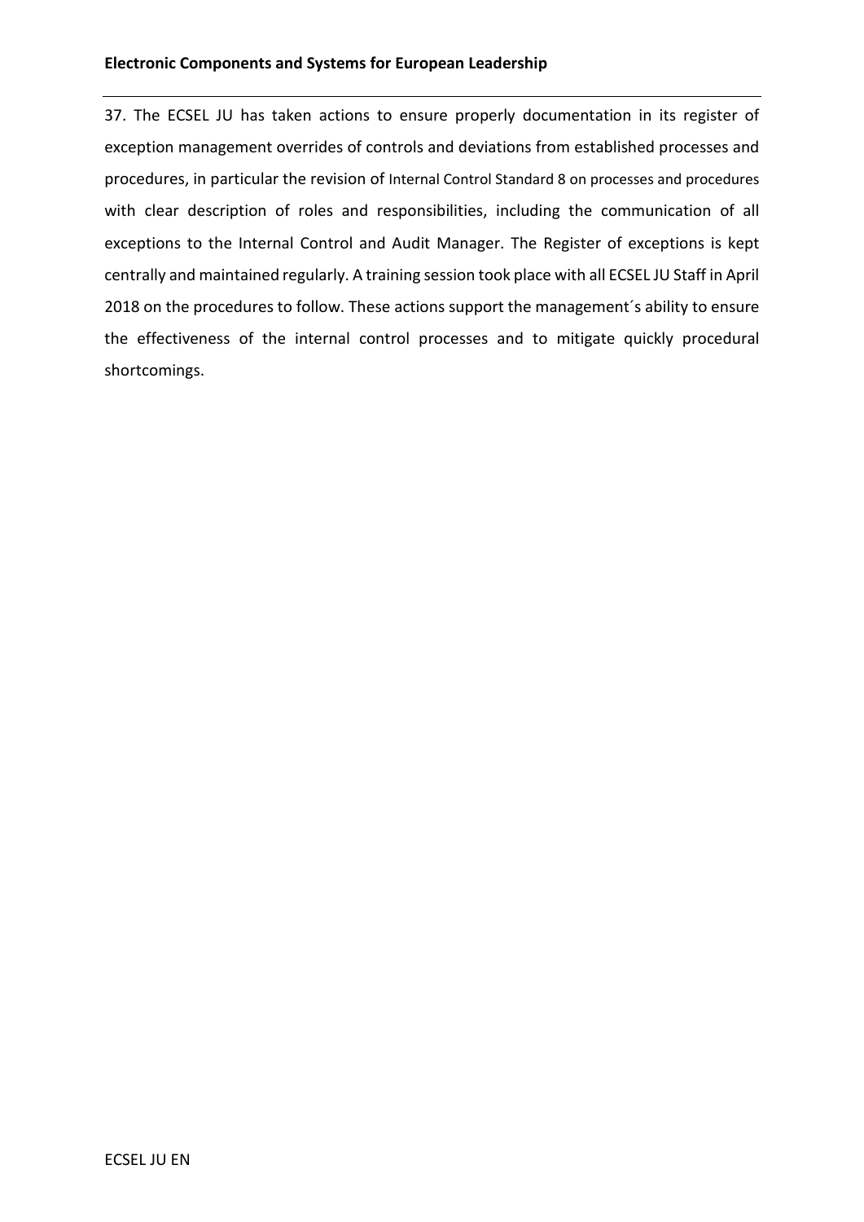37. The ECSEL JU has taken actions to ensure properly documentation in its register of exception management overrides of controls and deviations from established processes and procedures, in particular the revision of Internal Control Standard 8 on processes and procedures with clear description of roles and responsibilities, including the communication of all exceptions to the Internal Control and Audit Manager. The Register of exceptions is kept centrally and maintained regularly. A training session took place with all ECSEL JU Staff in April 2018 on the procedures to follow. These actions support the management´s ability to ensure the effectiveness of the internal control processes and to mitigate quickly procedural shortcomings.